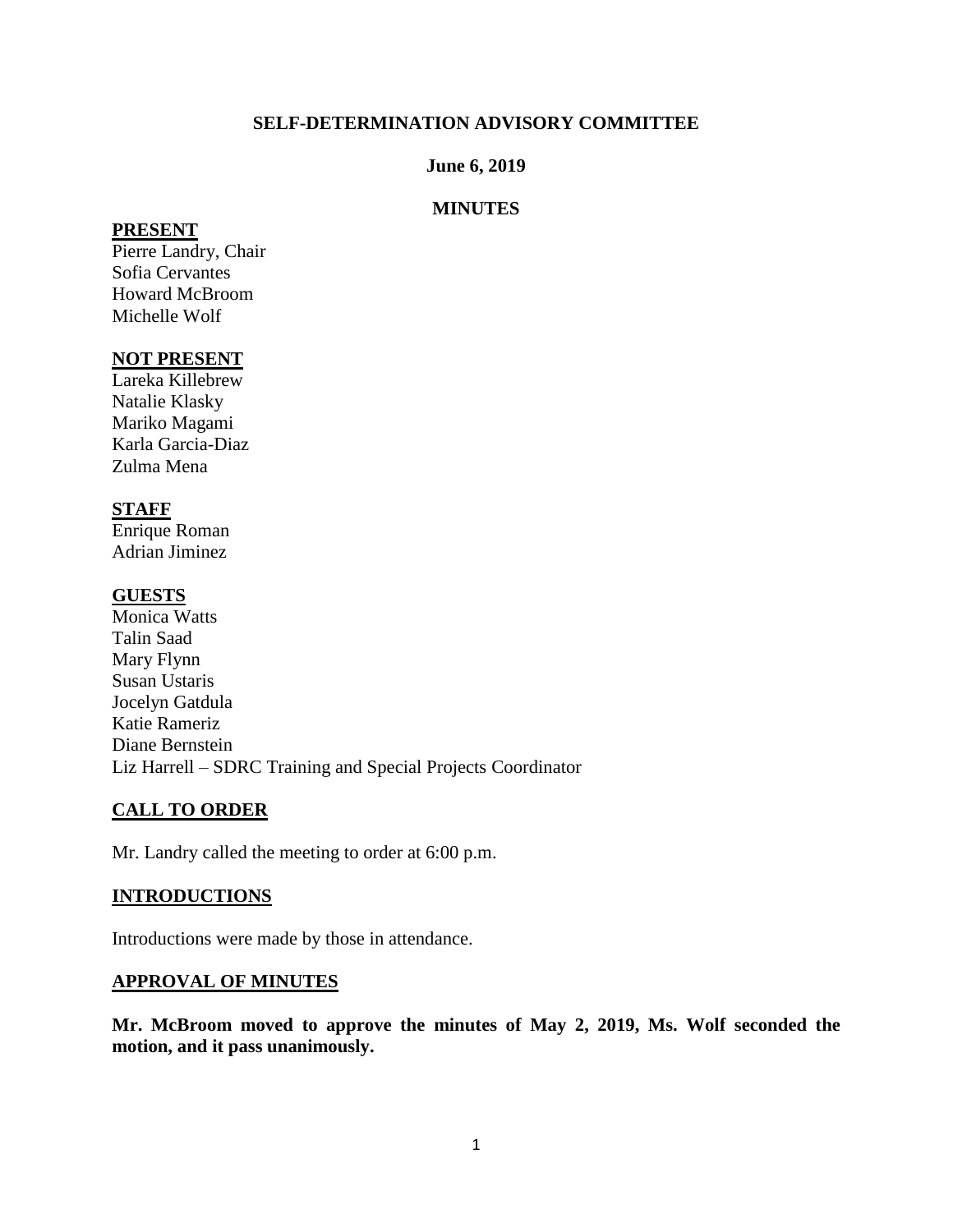# SELF-DETERMINATION ADVISORY COMMITTEE

**June 6, 2019**

**MINUTES**

## PRESENT

Pierre Landry, Chair
Sofia Cervantes
Howard McBroom
Michelle Wolf

## NOT PRESENT

Lareka Killebrew
Natalie Klasky
Mariko Magami
Karla Garcia-Diaz
Zulma Mena

## STAFF

Enrique Roman
Adrian Jiminez

## GUESTS

Monica Watts
Talin Saad
Mary Flynn
Susan Ustaris
Jocelyn Gatdula
Katie Rameriz
Diane Bernstein
Liz Harrell – SDRC Training and Special Projects Coordinator

## CALL TO ORDER

Mr. Landry called the meeting to order at 6:00 p.m.

## INTRODUCTIONS

Introductions were made by those in attendance.

## APPROVAL OF MINUTES

**Mr. McBroom moved to approve the minutes of May 2, 2019, Ms. Wolf seconded the motion, and it pass unanimously.**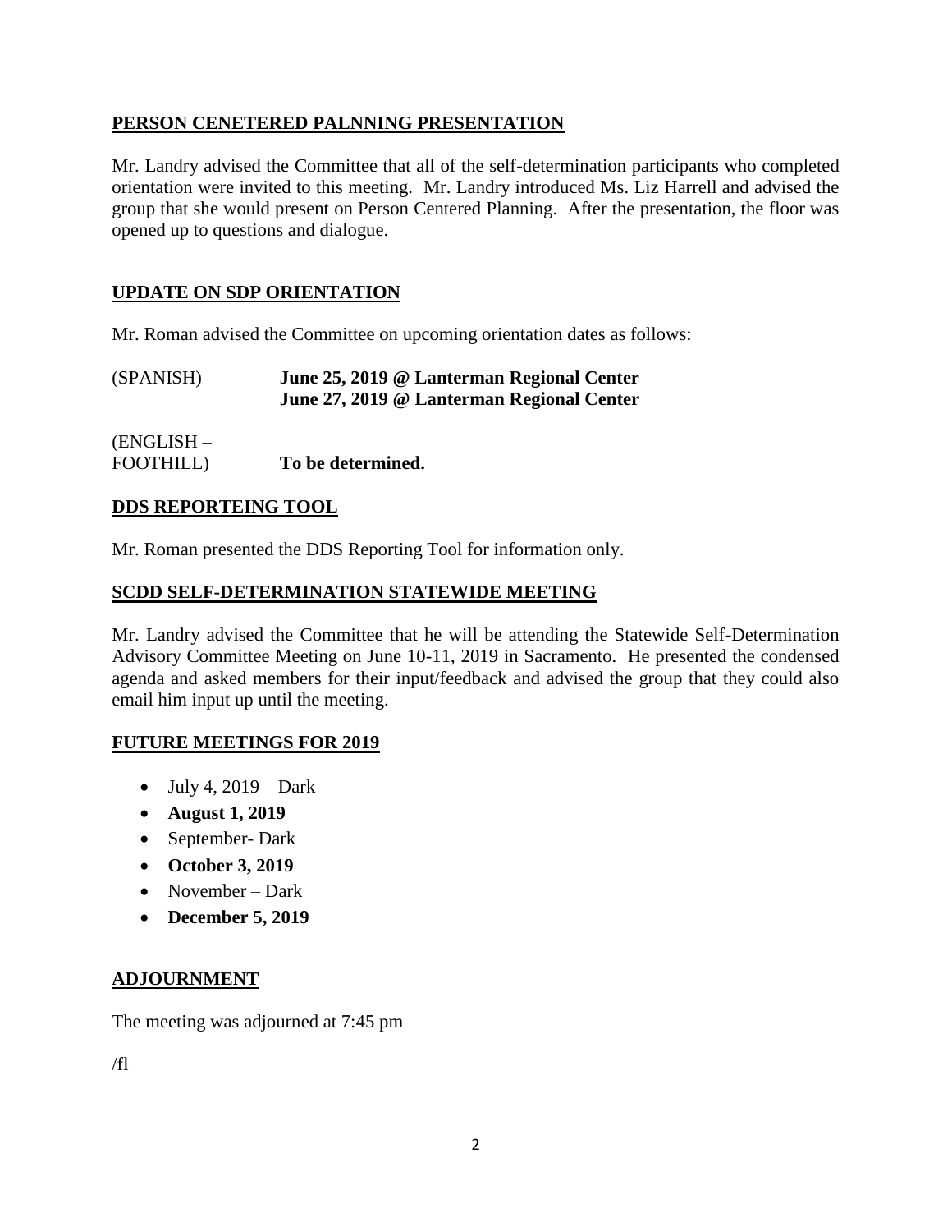## PERSON CENETERED PALNNING PRESENTATION

Mr. Landry advised the Committee that all of the self-determination participants who completed orientation were invited to this meeting. Mr. Landry introduced Ms. Liz Harrell and advised the group that she would present on Person Centered Planning. After the presentation, the floor was opened up to questions and dialogue.

## UPDATE ON SDP ORIENTATION

Mr. Roman advised the Committee on upcoming orientation dates as follows:

| | |
|---|---|
| (SPANISH) | **June 25, 2019 @ Lanterman Regional Center**<br>**June 27, 2019 @ Lanterman Regional Center** |
| (ENGLISH – FOOTHILL) | **To be determined.** |

## DDS REPORTEING TOOL

Mr. Roman presented the DDS Reporting Tool for information only.

## SCDD SELF-DETERMINATION STATEWIDE MEETING

Mr. Landry advised the Committee that he will be attending the Statewide Self-Determination Advisory Committee Meeting on June 10-11, 2019 in Sacramento. He presented the condensed agenda and asked members for their input/feedback and advised the group that they could also email him input up until the meeting.

## FUTURE MEETINGS FOR 2019

- July 4, 2019 – Dark
- **August 1, 2019**
- September- Dark
- **October 3, 2019**
- November – Dark
- **December 5, 2019**

## ADJOURNMENT

The meeting was adjourned at 7:45 pm

/fl